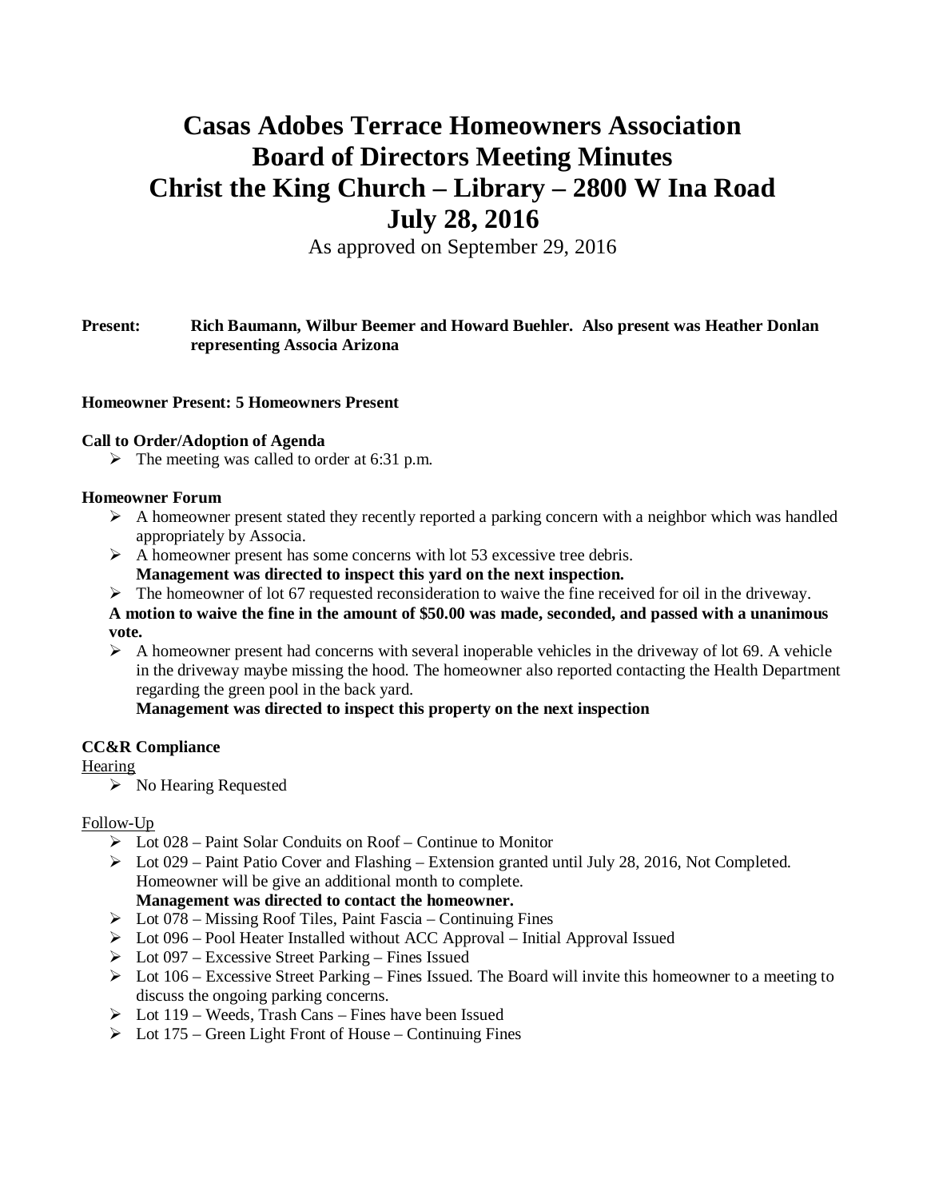# Casas Adobes Terrace Homeowners Association
# Board of Directors Meeting Minutes
# Christ the King Church – Library – 2800 W Ina Road
# July 28, 2016

As approved on September 29, 2016

**Present:** **Rich Baumann, Wilbur Beemer and Howard Buehler. Also present was Heather Donlan representing Associa Arizona**

**Homeowner Present: 5 Homeowners Present**

**Call to Order/Adoption of Agenda**

- The meeting was called to order at 6:31 p.m.

**Homeowner Forum**

- A homeowner present stated they recently reported a parking concern with a neighbor which was handled appropriately by Associa.
- A homeowner present has some concerns with lot 53 excessive tree debris.
  **Management was directed to inspect this yard on the next inspection.**
- The homeowner of lot 67 requested reconsideration to waive the fine received for oil in the driveway.

**A motion to waive the fine in the amount of $50.00 was made, seconded, and passed with a unanimous vote.**

- A homeowner present had concerns with several inoperable vehicles in the driveway of lot 69. A vehicle in the driveway maybe missing the hood. The homeowner also reported contacting the Health Department regarding the green pool in the back yard.
  **Management was directed to inspect this property on the next inspection**

**CC&R Compliance**

Hearing

- No Hearing Requested

Follow-Up

- Lot 028 – Paint Solar Conduits on Roof – Continue to Monitor
- Lot 029 – Paint Patio Cover and Flashing – Extension granted until July 28, 2016, Not Completed. Homeowner will be give an additional month to complete.
  **Management was directed to contact the homeowner.**
- Lot 078 – Missing Roof Tiles, Paint Fascia – Continuing Fines
- Lot 096 – Pool Heater Installed without ACC Approval – Initial Approval Issued
- Lot 097 – Excessive Street Parking – Fines Issued
- Lot 106 – Excessive Street Parking – Fines Issued. The Board will invite this homeowner to a meeting to discuss the ongoing parking concerns.
- Lot 119 – Weeds, Trash Cans – Fines have been Issued
- Lot 175 – Green Light Front of House – Continuing Fines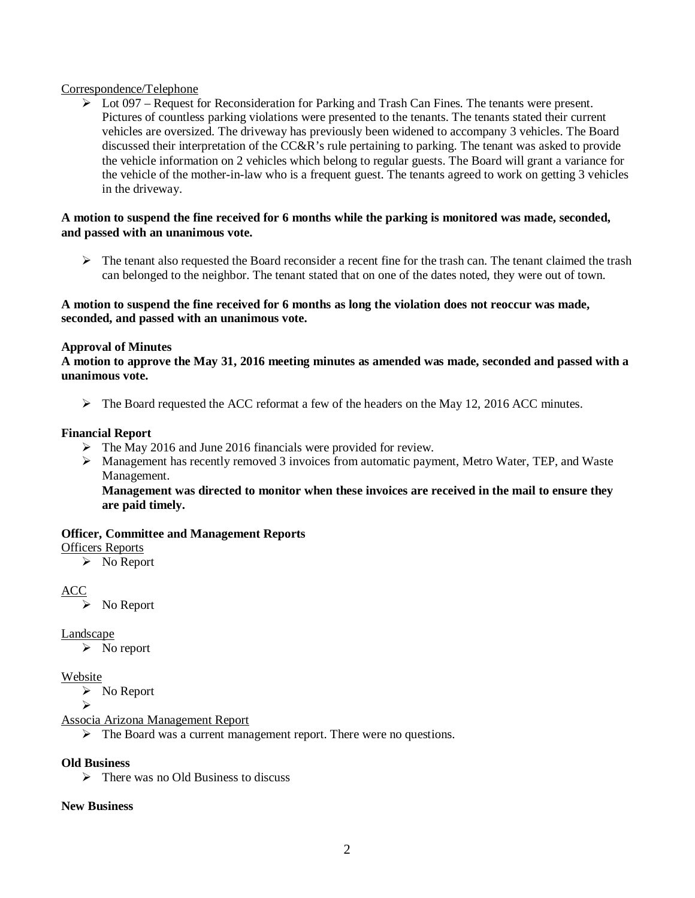Correspondence/Telephone

- Lot 097 – Request for Reconsideration for Parking and Trash Can Fines. The tenants were present. Pictures of countless parking violations were presented to the tenants. The tenants stated their current vehicles are oversized. The driveway has previously been widened to accompany 3 vehicles. The Board discussed their interpretation of the CC&R's rule pertaining to parking. The tenant was asked to provide the vehicle information on 2 vehicles which belong to regular guests. The Board will grant a variance for the vehicle of the mother-in-law who is a frequent guest. The tenants agreed to work on getting 3 vehicles in the driveway.

**A motion to suspend the fine received for 6 months while the parking is monitored was made, seconded, and passed with an unanimous vote.**

- The tenant also requested the Board reconsider a recent fine for the trash can. The tenant claimed the trash can belonged to the neighbor. The tenant stated that on one of the dates noted, they were out of town.

**A motion to suspend the fine received for 6 months as long the violation does not reoccur was made, seconded, and passed with an unanimous vote.**

**Approval of Minutes**

**A motion to approve the May 31, 2016 meeting minutes as amended was made, seconded and passed with a unanimous vote.**

- The Board requested the ACC reformat a few of the headers on the May 12, 2016 ACC minutes.

**Financial Report**

- The May 2016 and June 2016 financials were provided for review.
- Management has recently removed 3 invoices from automatic payment, Metro Water, TEP, and Waste Management.
  **Management was directed to monitor when these invoices are received in the mail to ensure they are paid timely.**

**Officer, Committee and Management Reports**

Officers Reports

- No Report

ACC

- No Report

Landscape

- No report

Website

- No Report
-

Associa Arizona Management Report

- The Board was a current management report. There were no questions.

**Old Business**

- There was no Old Business to discuss

**New Business**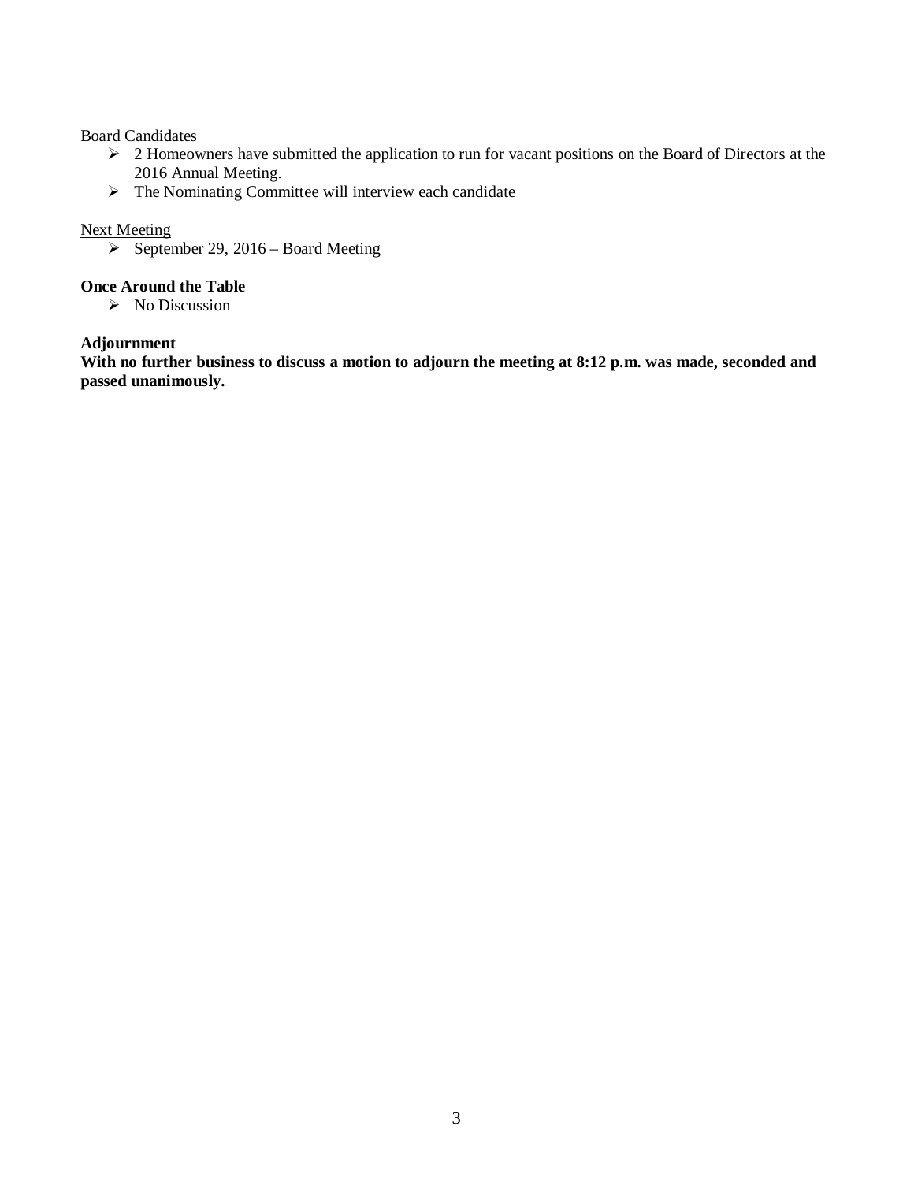Board Candidates

- 2 Homeowners have submitted the application to run for vacant positions on the Board of Directors at the 2016 Annual Meeting.
- The Nominating Committee will interview each candidate

Next Meeting

- September 29, 2016 – Board Meeting

**Once Around the Table**

- No Discussion

**Adjournment**

**With no further business to discuss a motion to adjourn the meeting at 8:12 p.m. was made, seconded and passed unanimously.**